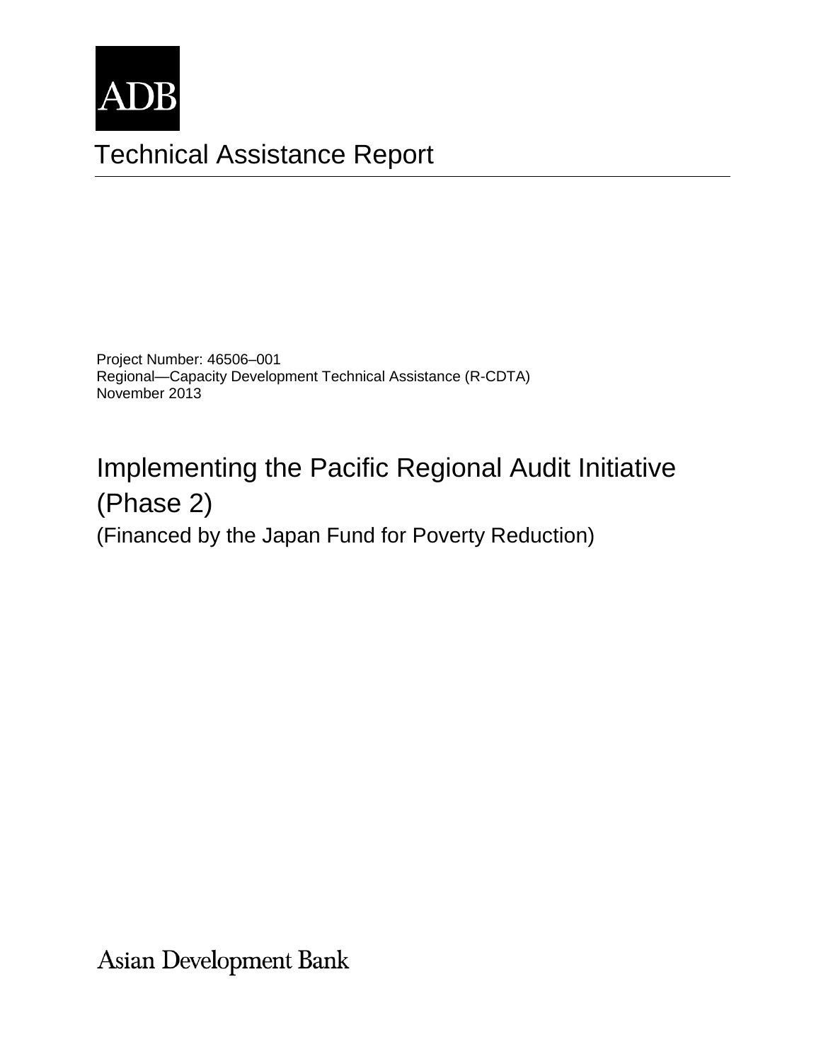ADB

# Technical Assistance Report

Project Number: 46506–001
Regional—Capacity Development Technical Assistance (R-CDTA)
November 2013

## Implementing the Pacific Regional Audit Initiative (Phase 2)

(Financed by the Japan Fund for Poverty Reduction)

Asian Development Bank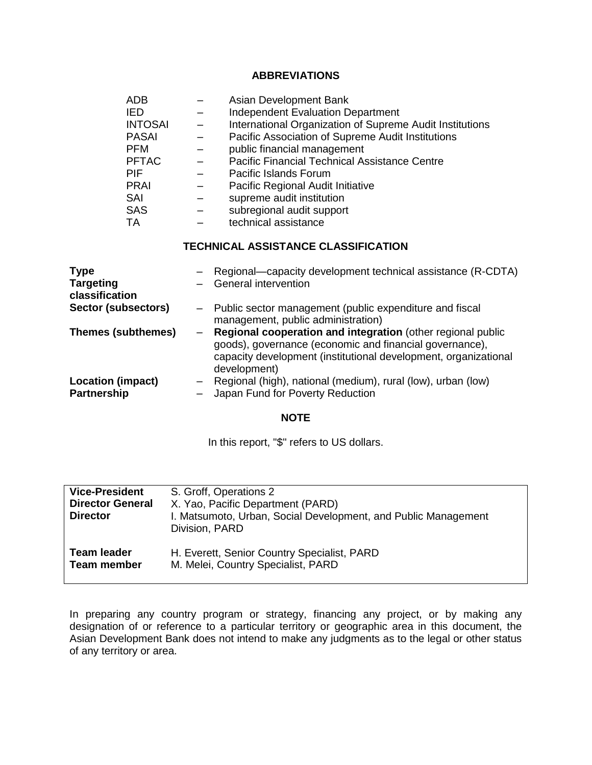## ABBREVIATIONS

| | | |
|---|---|---|
| ADB | – | Asian Development Bank |
| IED | – | Independent Evaluation Department |
| INTOSAI | – | International Organization of Supreme Audit Institutions |
| PASAI | – | Pacific Association of Supreme Audit Institutions |
| PFM | – | public financial management |
| PFTAC | – | Pacific Financial Technical Assistance Centre |
| PIF | – | Pacific Islands Forum |
| PRAI | – | Pacific Regional Audit Initiative |
| SAI | – | supreme audit institution |
| SAS | – | subregional audit support |
| TA | – | technical assistance |

## TECHNICAL ASSISTANCE CLASSIFICATION

| | | |
|---|---|---|
| **Type** | – | Regional—capacity development technical assistance (R-CDTA) |
| **Targeting classification** | – | General intervention |
| **Sector (subsectors)** | – | Public sector management (public expenditure and fiscal management, public administration) |
| **Themes (subthemes)** | – | **Regional cooperation and integration** (other regional public goods), governance (economic and financial governance), capacity development (institutional development, organizational development) |
| **Location (impact)** | – | Regional (high), national (medium), rural (low), urban (low) |
| **Partnership** | – | Japan Fund for Poverty Reduction |

## NOTE

In this report, "$" refers to US dollars.

| | |
|---|---|
| **Vice-President** | S. Groff, Operations 2 |
| **Director General** | X. Yao, Pacific Department (PARD) |
| **Director** | I. Matsumoto, Urban, Social Development, and Public Management Division, PARD |
| **Team leader** | H. Everett, Senior Country Specialist, PARD |
| **Team member** | M. Melei, Country Specialist, PARD |

In preparing any country program or strategy, financing any project, or by making any designation of or reference to a particular territory or geographic area in this document, the Asian Development Bank does not intend to make any judgments as to the legal or other status of any territory or area.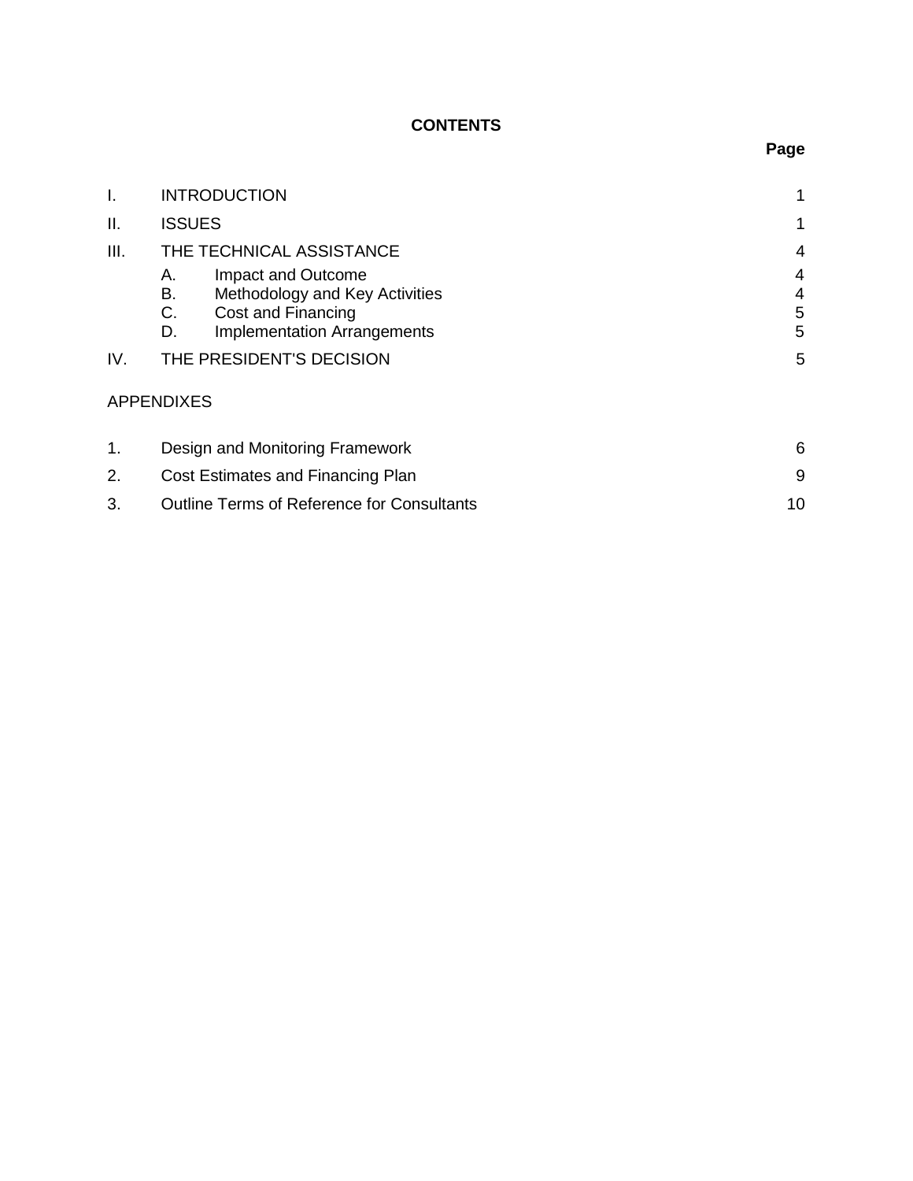# CONTENTS

| | | Page |
|---|---|---|
| I. | INTRODUCTION | 1 |
| II. | ISSUES | 1 |
| III. | THE TECHNICAL ASSISTANCE | 4 |
| | A. Impact and Outcome | 4 |
| | B. Methodology and Key Activities | 4 |
| | C. Cost and Financing | 5 |
| | D. Implementation Arrangements | 5 |
| IV. | THE PRESIDENT'S DECISION | 5 |

APPENDIXES

| | | |
|---|---|---|
| 1. | Design and Monitoring Framework | 6 |
| 2. | Cost Estimates and Financing Plan | 9 |
| 3. | Outline Terms of Reference for Consultants | 10 |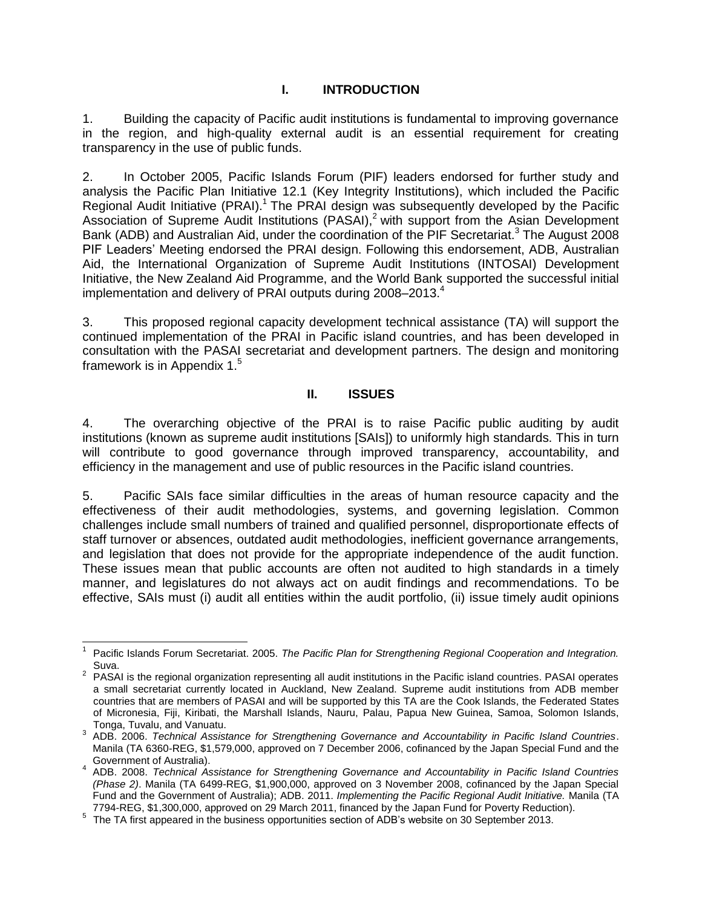# I. INTRODUCTION

1. Building the capacity of Pacific audit institutions is fundamental to improving governance in the region, and high-quality external audit is an essential requirement for creating transparency in the use of public funds.

2. In October 2005, Pacific Islands Forum (PIF) leaders endorsed for further study and analysis the Pacific Plan Initiative 12.1 (Key Integrity Institutions), which included the Pacific Regional Audit Initiative (PRAI).[1] The PRAI design was subsequently developed by the Pacific Association of Supreme Audit Institutions (PASAI),[2] with support from the Asian Development Bank (ADB) and Australian Aid, under the coordination of the PIF Secretariat.[3] The August 2008 PIF Leaders' Meeting endorsed the PRAI design. Following this endorsement, ADB, Australian Aid, the International Organization of Supreme Audit Institutions (INTOSAI) Development Initiative, the New Zealand Aid Programme, and the World Bank supported the successful initial implementation and delivery of PRAI outputs during 2008–2013.[4]

3. This proposed regional capacity development technical assistance (TA) will support the continued implementation of the PRAI in Pacific island countries, and has been developed in consultation with the PASAI secretariat and development partners. The design and monitoring framework is in Appendix 1.[5]

# II. ISSUES

4. The overarching objective of the PRAI is to raise Pacific public auditing by audit institutions (known as supreme audit institutions [SAIs]) to uniformly high standards. This in turn will contribute to good governance through improved transparency, accountability, and efficiency in the management and use of public resources in the Pacific island countries.

5. Pacific SAIs face similar difficulties in the areas of human resource capacity and the effectiveness of their audit methodologies, systems, and governing legislation. Common challenges include small numbers of trained and qualified personnel, disproportionate effects of staff turnover or absences, outdated audit methodologies, inefficient governance arrangements, and legislation that does not provide for the appropriate independence of the audit function. These issues mean that public accounts are often not audited to high standards in a timely manner, and legislatures do not always act on audit findings and recommendations. To be effective, SAIs must (i) audit all entities within the audit portfolio, (ii) issue timely audit opinions

---

[1] Pacific Islands Forum Secretariat. 2005. *The Pacific Plan for Strengthening Regional Cooperation and Integration.* Suva.

[2] PASAI is the regional organization representing all audit institutions in the Pacific island countries. PASAI operates a small secretariat currently located in Auckland, New Zealand. Supreme audit institutions from ADB member countries that are members of PASAI and will be supported by this TA are the Cook Islands, the Federated States of Micronesia, Fiji, Kiribati, the Marshall Islands, Nauru, Palau, Papua New Guinea, Samoa, Solomon Islands, Tonga, Tuvalu, and Vanuatu.

[3] ADB. 2006. *Technical Assistance for Strengthening Governance and Accountability in Pacific Island Countries*. Manila (TA 6360-REG, $1,579,000, approved on 7 December 2006, cofinanced by the Japan Special Fund and the Government of Australia).

[4] ADB. 2008. *Technical Assistance for Strengthening Governance and Accountability in Pacific Island Countries (Phase 2)*. Manila (TA 6499-REG, $1,900,000, approved on 3 November 2008, cofinanced by the Japan Special Fund and the Government of Australia); ADB. 2011. *Implementing the Pacific Regional Audit Initiative.* Manila (TA 7794-REG, $1,300,000, approved on 29 March 2011, financed by the Japan Fund for Poverty Reduction).

[5] The TA first appeared in the business opportunities section of ADB's website on 30 September 2013.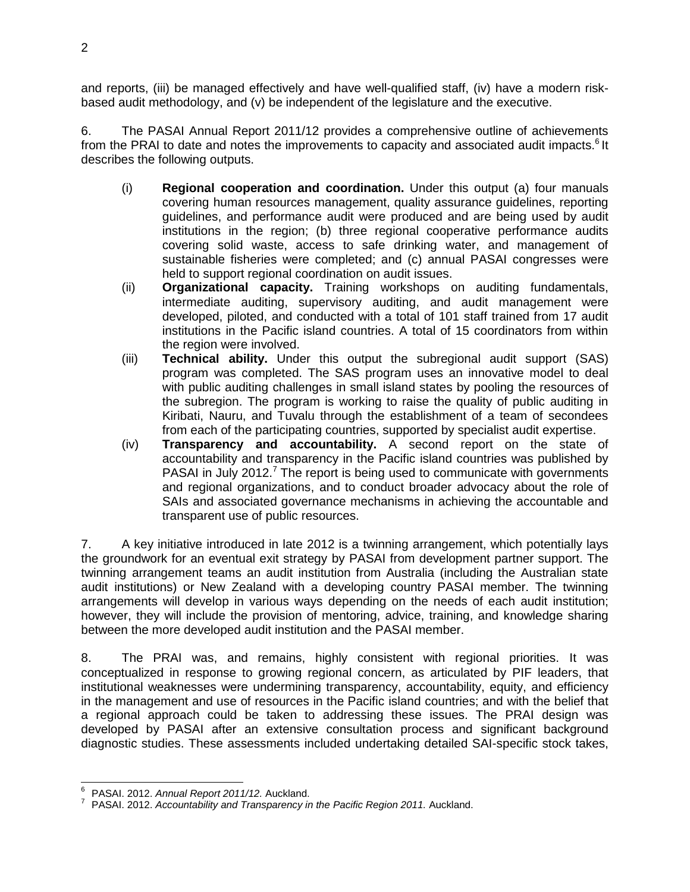and reports, (iii) be managed effectively and have well-qualified staff, (iv) have a modern risk-based audit methodology, and (v) be independent of the legislature and the executive.

6. The PASAI Annual Report 2011/12 provides a comprehensive outline of achievements from the PRAI to date and notes the improvements to capacity and associated audit impacts.[6] It describes the following outputs.

(i) **Regional cooperation and coordination.** Under this output (a) four manuals covering human resources management, quality assurance guidelines, reporting guidelines, and performance audit were produced and are being used by audit institutions in the region; (b) three regional cooperative performance audits covering solid waste, access to safe drinking water, and management of sustainable fisheries were completed; and (c) annual PASAI congresses were held to support regional coordination on audit issues.

(ii) **Organizational capacity.** Training workshops on auditing fundamentals, intermediate auditing, supervisory auditing, and audit management were developed, piloted, and conducted with a total of 101 staff trained from 17 audit institutions in the Pacific island countries. A total of 15 coordinators from within the region were involved.

(iii) **Technical ability.** Under this output the subregional audit support (SAS) program was completed. The SAS program uses an innovative model to deal with public auditing challenges in small island states by pooling the resources of the subregion. The program is working to raise the quality of public auditing in Kiribati, Nauru, and Tuvalu through the establishment of a team of secondees from each of the participating countries, supported by specialist audit expertise.

(iv) **Transparency and accountability.** A second report on the state of accountability and transparency in the Pacific island countries was published by PASAI in July 2012.[7] The report is being used to communicate with governments and regional organizations, and to conduct broader advocacy about the role of SAIs and associated governance mechanisms in achieving the accountable and transparent use of public resources.

7. A key initiative introduced in late 2012 is a twinning arrangement, which potentially lays the groundwork for an eventual exit strategy by PASAI from development partner support. The twinning arrangement teams an audit institution from Australia (including the Australian state audit institutions) or New Zealand with a developing country PASAI member. The twinning arrangements will develop in various ways depending on the needs of each audit institution; however, they will include the provision of mentoring, advice, training, and knowledge sharing between the more developed audit institution and the PASAI member.

8. The PRAI was, and remains, highly consistent with regional priorities. It was conceptualized in response to growing regional concern, as articulated by PIF leaders, that institutional weaknesses were undermining transparency, accountability, equity, and efficiency in the management and use of resources in the Pacific island countries; and with the belief that a regional approach could be taken to addressing these issues. The PRAI design was developed by PASAI after an extensive consultation process and significant background diagnostic studies. These assessments included undertaking detailed SAI-specific stock takes,

---

[6] PASAI. 2012. *Annual Report 2011/12.* Auckland.

[7] PASAI. 2012. *Accountability and Transparency in the Pacific Region 2011.* Auckland.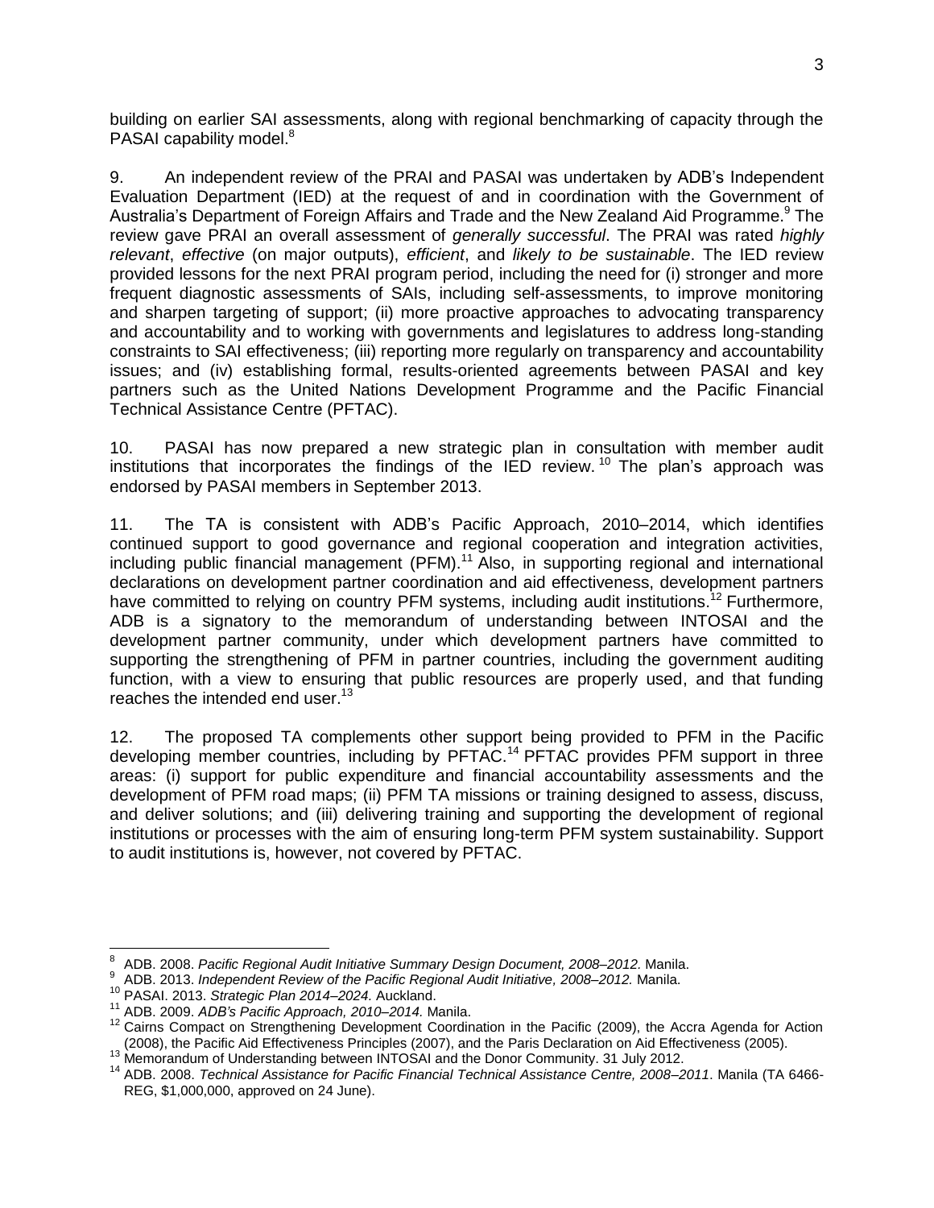building on earlier SAI assessments, along with regional benchmarking of capacity through the PASAI capability model.[8]

9. An independent review of the PRAI and PASAI was undertaken by ADB's Independent Evaluation Department (IED) at the request of and in coordination with the Government of Australia's Department of Foreign Affairs and Trade and the New Zealand Aid Programme.[9] The review gave PRAI an overall assessment of *generally successful*. The PRAI was rated *highly relevant*, *effective* (on major outputs), *efficient*, and *likely to be sustainable*. The IED review provided lessons for the next PRAI program period, including the need for (i) stronger and more frequent diagnostic assessments of SAIs, including self-assessments, to improve monitoring and sharpen targeting of support; (ii) more proactive approaches to advocating transparency and accountability and to working with governments and legislatures to address long-standing constraints to SAI effectiveness; (iii) reporting more regularly on transparency and accountability issues; and (iv) establishing formal, results-oriented agreements between PASAI and key partners such as the United Nations Development Programme and the Pacific Financial Technical Assistance Centre (PFTAC).

10. PASAI has now prepared a new strategic plan in consultation with member audit institutions that incorporates the findings of the IED review.[10] The plan's approach was endorsed by PASAI members in September 2013.

11. The TA is consistent with ADB's Pacific Approach, 2010–2014, which identifies continued support to good governance and regional cooperation and integration activities, including public financial management (PFM).[11] Also, in supporting regional and international declarations on development partner coordination and aid effectiveness, development partners have committed to relying on country PFM systems, including audit institutions.[12] Furthermore, ADB is a signatory to the memorandum of understanding between INTOSAI and the development partner community, under which development partners have committed to supporting the strengthening of PFM in partner countries, including the government auditing function, with a view to ensuring that public resources are properly used, and that funding reaches the intended end user.[13]

12. The proposed TA complements other support being provided to PFM in the Pacific developing member countries, including by PFTAC.[14] PFTAC provides PFM support in three areas: (i) support for public expenditure and financial accountability assessments and the development of PFM road maps; (ii) PFM TA missions or training designed to assess, discuss, and deliver solutions; and (iii) delivering training and supporting the development of regional institutions or processes with the aim of ensuring long-term PFM system sustainability. Support to audit institutions is, however, not covered by PFTAC.

---

[8] ADB. 2008. *Pacific Regional Audit Initiative Summary Design Document, 2008–2012.* Manila.

[9] ADB. 2013. *Independent Review of the Pacific Regional Audit Initiative, 2008–2012.* Manila.

[10] PASAI. 2013. *Strategic Plan 2014–2024.* Auckland.

[11] ADB. 2009. *ADB's Pacific Approach, 2010–2014.* Manila.

[12] Cairns Compact on Strengthening Development Coordination in the Pacific (2009), the Accra Agenda for Action (2008), the Pacific Aid Effectiveness Principles (2007), and the Paris Declaration on Aid Effectiveness (2005).

[13] Memorandum of Understanding between INTOSAI and the Donor Community. 31 July 2012.

[14] ADB. 2008. *Technical Assistance for Pacific Financial Technical Assistance Centre, 2008–2011*. Manila (TA 6466-REG, $1,000,000, approved on 24 June).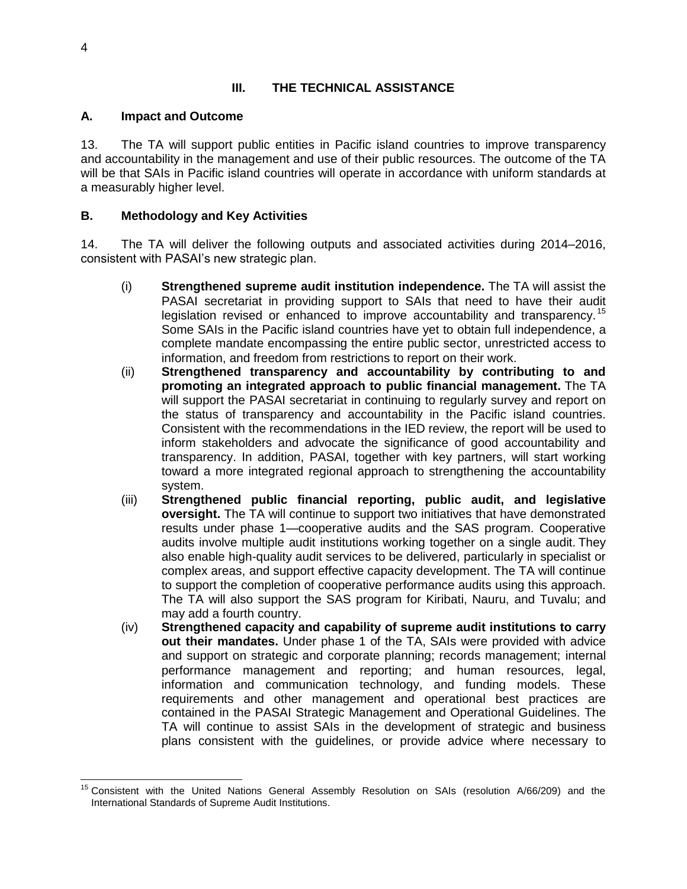## III. THE TECHNICAL ASSISTANCE

### A. Impact and Outcome

13. The TA will support public entities in Pacific island countries to improve transparency and accountability in the management and use of their public resources. The outcome of the TA will be that SAIs in Pacific island countries will operate in accordance with uniform standards at a measurably higher level.

### B. Methodology and Key Activities

14. The TA will deliver the following outputs and associated activities during 2014–2016, consistent with PASAI's new strategic plan.

(i) **Strengthened supreme audit institution independence.** The TA will assist the PASAI secretariat in providing support to SAIs that need to have their audit legislation revised or enhanced to improve accountability and transparency.[15] Some SAIs in the Pacific island countries have yet to obtain full independence, a complete mandate encompassing the entire public sector, unrestricted access to information, and freedom from restrictions to report on their work.

(ii) **Strengthened transparency and accountability by contributing to and promoting an integrated approach to public financial management.** The TA will support the PASAI secretariat in continuing to regularly survey and report on the status of transparency and accountability in the Pacific island countries. Consistent with the recommendations in the IED review, the report will be used to inform stakeholders and advocate the significance of good accountability and transparency. In addition, PASAI, together with key partners, will start working toward a more integrated regional approach to strengthening the accountability system.

(iii) **Strengthened public financial reporting, public audit, and legislative oversight.** The TA will continue to support two initiatives that have demonstrated results under phase 1—cooperative audits and the SAS program. Cooperative audits involve multiple audit institutions working together on a single audit. They also enable high-quality audit services to be delivered, particularly in specialist or complex areas, and support effective capacity development. The TA will continue to support the completion of cooperative performance audits using this approach. The TA will also support the SAS program for Kiribati, Nauru, and Tuvalu; and may add a fourth country.

(iv) **Strengthened capacity and capability of supreme audit institutions to carry out their mandates.** Under phase 1 of the TA, SAIs were provided with advice and support on strategic and corporate planning; records management; internal performance management and reporting; and human resources, legal, information and communication technology, and funding models. These requirements and other management and operational best practices are contained in the PASAI Strategic Management and Operational Guidelines. The TA will continue to assist SAIs in the development of strategic and business plans consistent with the guidelines, or provide advice where necessary to

---

[15] Consistent with the United Nations General Assembly Resolution on SAIs (resolution A/66/209) and the International Standards of Supreme Audit Institutions.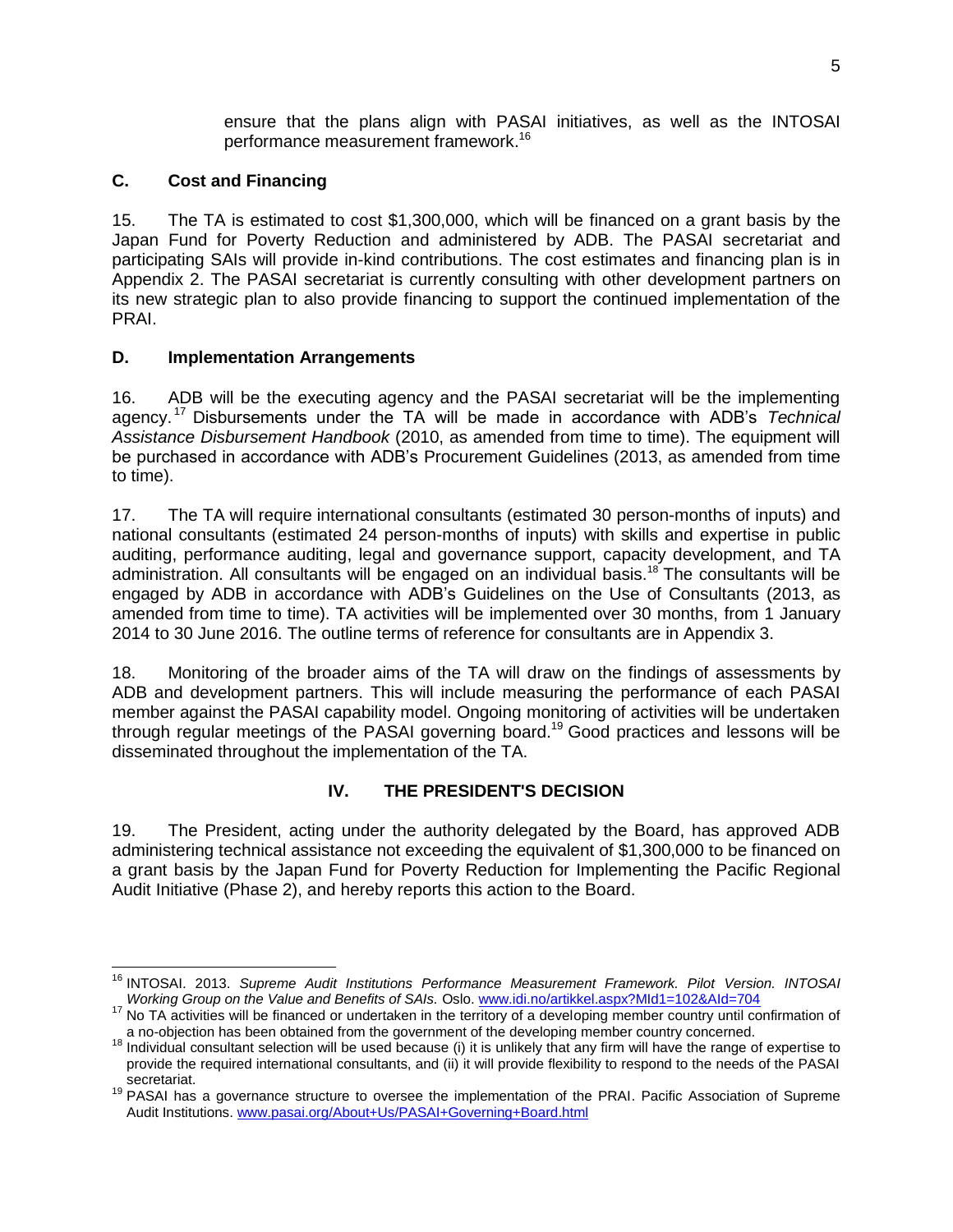ensure that the plans align with PASAI initiatives, as well as the INTOSAI performance measurement framework.[16]

### C. Cost and Financing

15. The TA is estimated to cost $1,300,000, which will be financed on a grant basis by the Japan Fund for Poverty Reduction and administered by ADB. The PASAI secretariat and participating SAIs will provide in-kind contributions. The cost estimates and financing plan is in Appendix 2. The PASAI secretariat is currently consulting with other development partners on its new strategic plan to also provide financing to support the continued implementation of the PRAI.

### D. Implementation Arrangements

16. ADB will be the executing agency and the PASAI secretariat will be the implementing agency.[17] Disbursements under the TA will be made in accordance with ADB's *Technical Assistance Disbursement Handbook* (2010, as amended from time to time). The equipment will be purchased in accordance with ADB's Procurement Guidelines (2013, as amended from time to time).

17. The TA will require international consultants (estimated 30 person-months of inputs) and national consultants (estimated 24 person-months of inputs) with skills and expertise in public auditing, performance auditing, legal and governance support, capacity development, and TA administration. All consultants will be engaged on an individual basis.[18] The consultants will be engaged by ADB in accordance with ADB's Guidelines on the Use of Consultants (2013, as amended from time to time). TA activities will be implemented over 30 months, from 1 January 2014 to 30 June 2016. The outline terms of reference for consultants are in Appendix 3.

18. Monitoring of the broader aims of the TA will draw on the findings of assessments by ADB and development partners. This will include measuring the performance of each PASAI member against the PASAI capability model. Ongoing monitoring of activities will be undertaken through regular meetings of the PASAI governing board.[19] Good practices and lessons will be disseminated throughout the implementation of the TA.

## IV. THE PRESIDENT'S DECISION

19. The President, acting under the authority delegated by the Board, has approved ADB administering technical assistance not exceeding the equivalent of $1,300,000 to be financed on a grant basis by the Japan Fund for Poverty Reduction for Implementing the Pacific Regional Audit Initiative (Phase 2), and hereby reports this action to the Board.

---

[16] INTOSAI. 2013. *Supreme Audit Institutions Performance Measurement Framework. Pilot Version. INTOSAI Working Group on the Value and Benefits of SAIs.* Oslo. www.idi.no/artikkel.aspx?MId1=102&AId=704

[17] No TA activities will be financed or undertaken in the territory of a developing member country until confirmation of a no-objection has been obtained from the government of the developing member country concerned.

[18] Individual consultant selection will be used because (i) it is unlikely that any firm will have the range of expertise to provide the required international consultants, and (ii) it will provide flexibility to respond to the needs of the PASAI secretariat.

[19] PASAI has a governance structure to oversee the implementation of the PRAI. Pacific Association of Supreme Audit Institutions. www.pasai.org/About+Us/PASAI+Governing+Board.html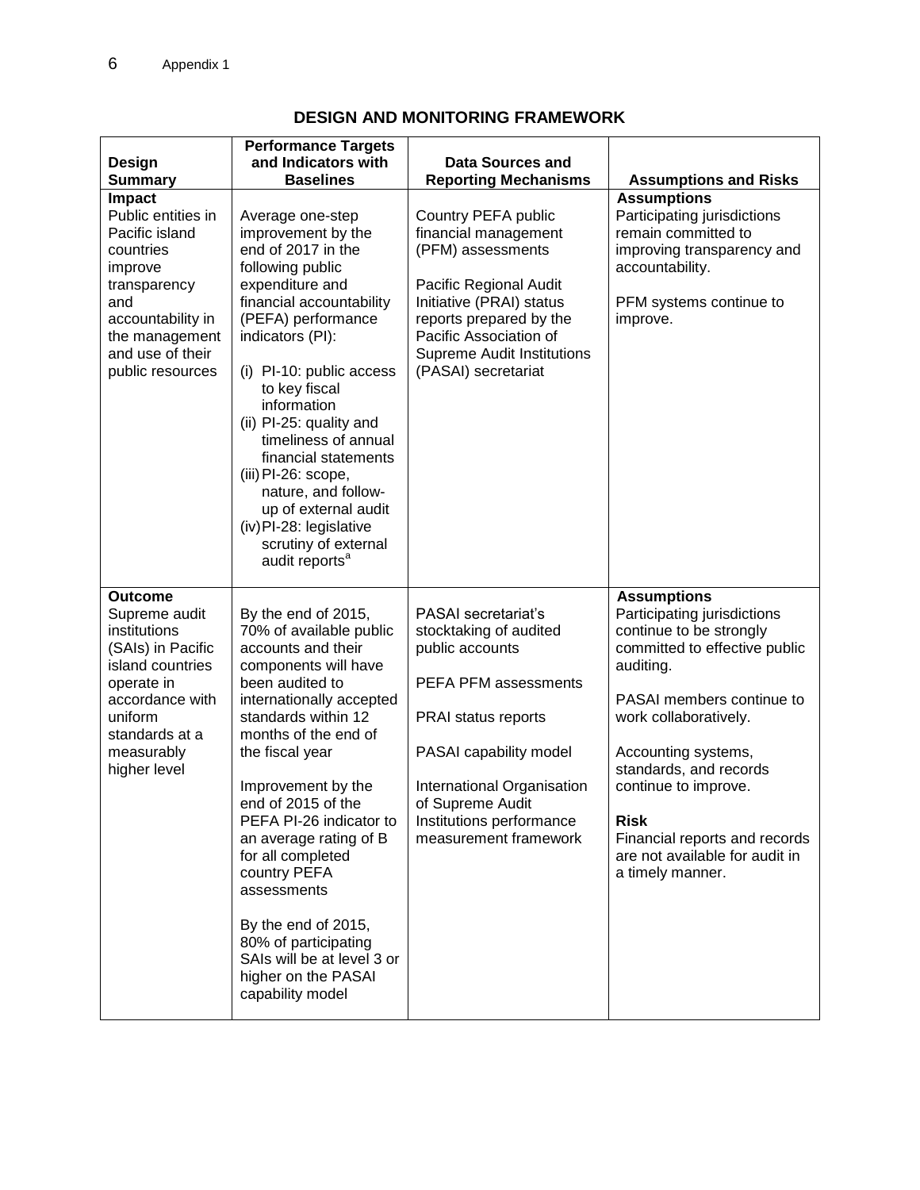## DESIGN AND MONITORING FRAMEWORK

| Design Summary | Performance Targets and Indicators with Baselines | Data Sources and Reporting Mechanisms | Assumptions and Risks |
|---|---|---|---|
| **Impact**<br>Public entities in Pacific island countries improve transparency and accountability in the management and use of their public resources | Average one-step improvement by the end of 2017 in the following public expenditure and financial accountability (PEFA) performance indicators (PI):<br><br>(i) PI-10: public access to key fiscal information<br>(ii) PI-25: quality and timeliness of annual financial statements<br>(iii) PI-26: scope, nature, and follow-up of external audit<br>(iv) PI-28: legislative scrutiny of external audit reports[a] | Country PEFA public financial management (PFM) assessments<br><br>Pacific Regional Audit Initiative (PRAI) status reports prepared by the Pacific Association of Supreme Audit Institutions (PASAI) secretariat | **Assumptions**<br>Participating jurisdictions remain committed to improving transparency and accountability.<br><br>PFM systems continue to improve. |
| **Outcome**<br>Supreme audit institutions (SAIs) in Pacific island countries operate in accordance with uniform standards at a measurably higher level | By the end of 2015, 70% of available public accounts and their components will have been audited to internationally accepted standards within 12 months of the end of the fiscal year<br><br>Improvement by the end of 2015 of the PEFA PI-26 indicator to an average rating of B for all completed country PEFA assessments<br><br>By the end of 2015, 80% of participating SAIs will be at level 3 or higher on the PASAI capability model | PASAI secretariat's stocktaking of audited public accounts<br><br>PEFA PFM assessments<br><br>PRAI status reports<br><br>PASAI capability model<br><br>International Organisation of Supreme Audit Institutions performance measurement framework | **Assumptions**<br>Participating jurisdictions continue to be strongly committed to effective public auditing.<br><br>PASAI members continue to work collaboratively.<br><br>Accounting systems, standards, and records continue to improve.<br><br>**Risk**<br>Financial reports and records are not available for audit in a timely manner. |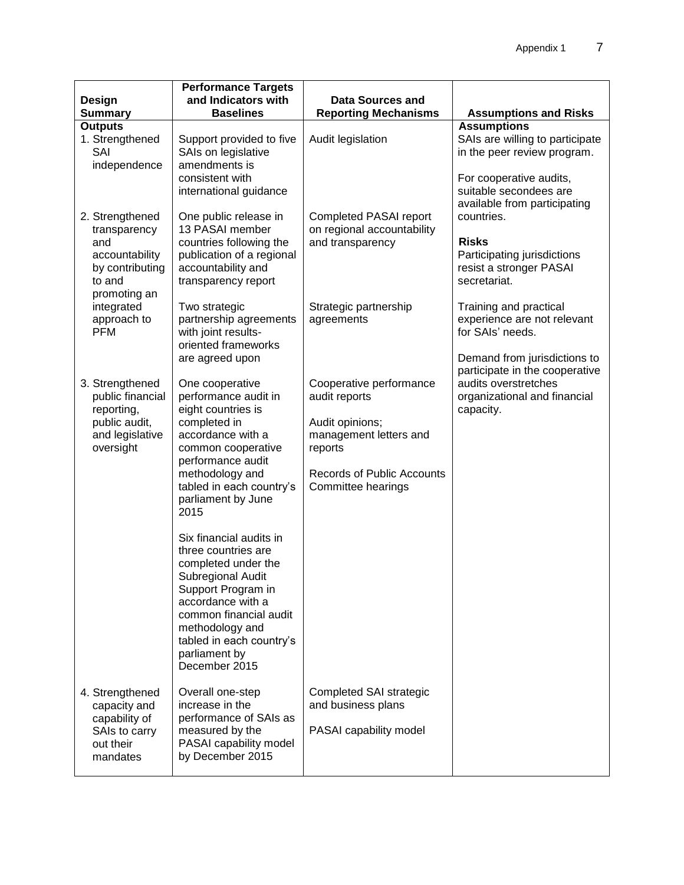| Design Summary | Performance Targets and Indicators with Baselines | Data Sources and Reporting Mechanisms | Assumptions and Risks |
|---|---|---|---|
| **Outputs**<br>1. Strengthened SAI independence | Support provided to five SAIs on legislative amendments is consistent with international guidance | Audit legislation | **Assumptions**<br>SAIs are willing to participate in the peer review program.<br><br>For cooperative audits, suitable secondees are available from participating countries.<br><br>**Risks**<br>Participating jurisdictions resist a stronger PASAI secretariat.<br><br>Training and practical experience are not relevant for SAIs' needs.<br><br>Demand from jurisdictions to participate in the cooperative audits overstretches organizational and financial capacity. |
| 2. Strengthened transparency and accountability by contributing to and promoting an integrated approach to PFM | One public release in 13 PASAI member countries following the publication of a regional accountability and transparency report<br><br>Two strategic partnership agreements with joint results-oriented frameworks are agreed upon | Completed PASAI report on regional accountability and transparency<br><br>Strategic partnership agreements | |
| 3. Strengthened public financial reporting, public audit, and legislative oversight | One cooperative performance audit in eight countries is completed in accordance with a common cooperative performance audit methodology and tabled in each country's parliament by June 2015<br><br>Six financial audits in three countries are completed under the Subregional Audit Support Program in accordance with a common financial audit methodology and tabled in each country's parliament by December 2015 | Cooperative performance audit reports<br><br>Audit opinions; management letters and reports<br><br>Records of Public Accounts Committee hearings | |
| 4. Strengthened capacity and capability of SAIs to carry out their mandates | Overall one-step increase in the performance of SAIs as measured by the PASAI capability model by December 2015 | Completed SAI strategic and business plans<br><br>PASAI capability model | |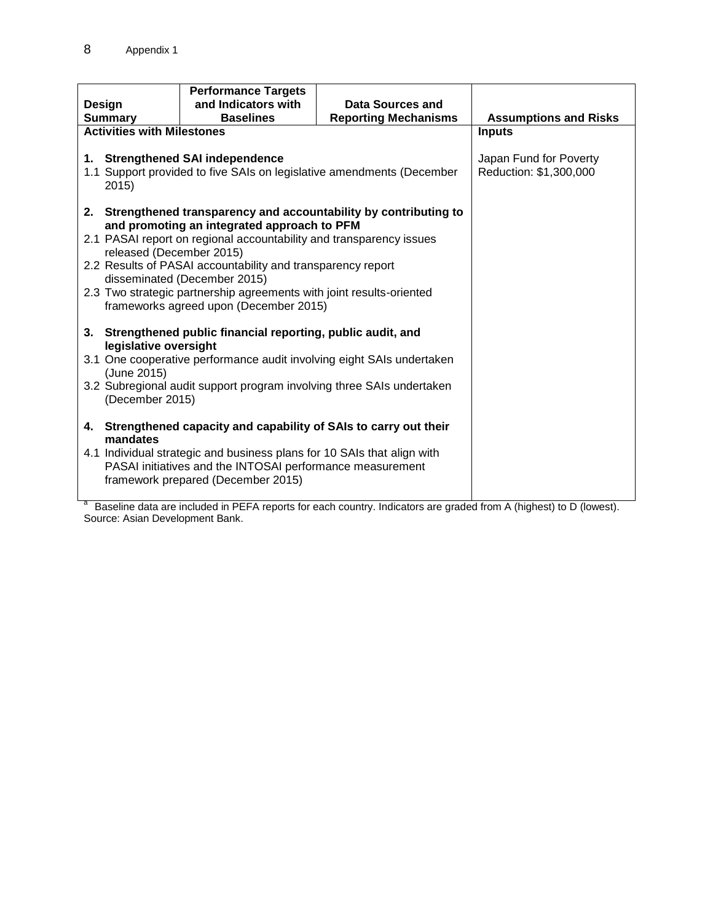| Design Summary | Performance Targets and Indicators with Baselines | Data Sources and Reporting Mechanisms | Assumptions and Risks |
|---|---|---|---|
| **Activities with Milestones** | | | **Inputs** |
| **1. Strengthened SAI independence**<br>1.1 Support provided to five SAIs on legislative amendments (December 2015)<br><br>**2. Strengthened transparency and accountability by contributing to and promoting an integrated approach to PFM**<br>2.1 PASAI report on regional accountability and transparency issues released (December 2015)<br>2.2 Results of PASAI accountability and transparency report disseminated (December 2015)<br>2.3 Two strategic partnership agreements with joint results-oriented frameworks agreed upon (December 2015)<br><br>**3. Strengthened public financial reporting, public audit, and legislative oversight**<br>3.1 One cooperative performance audit involving eight SAIs undertaken (June 2015)<br>3.2 Subregional audit support program involving three SAIs undertaken (December 2015)<br><br>**4. Strengthened capacity and capability of SAIs to carry out their mandates**<br>4.1 Individual strategic and business plans for 10 SAIs that align with PASAI initiatives and the INTOSAI performance measurement framework prepared (December 2015) | | | Japan Fund for Poverty Reduction: $1,300,000 |

[a] Baseline data are included in PEFA reports for each country. Indicators are graded from A (highest) to D (lowest).
Source: Asian Development Bank.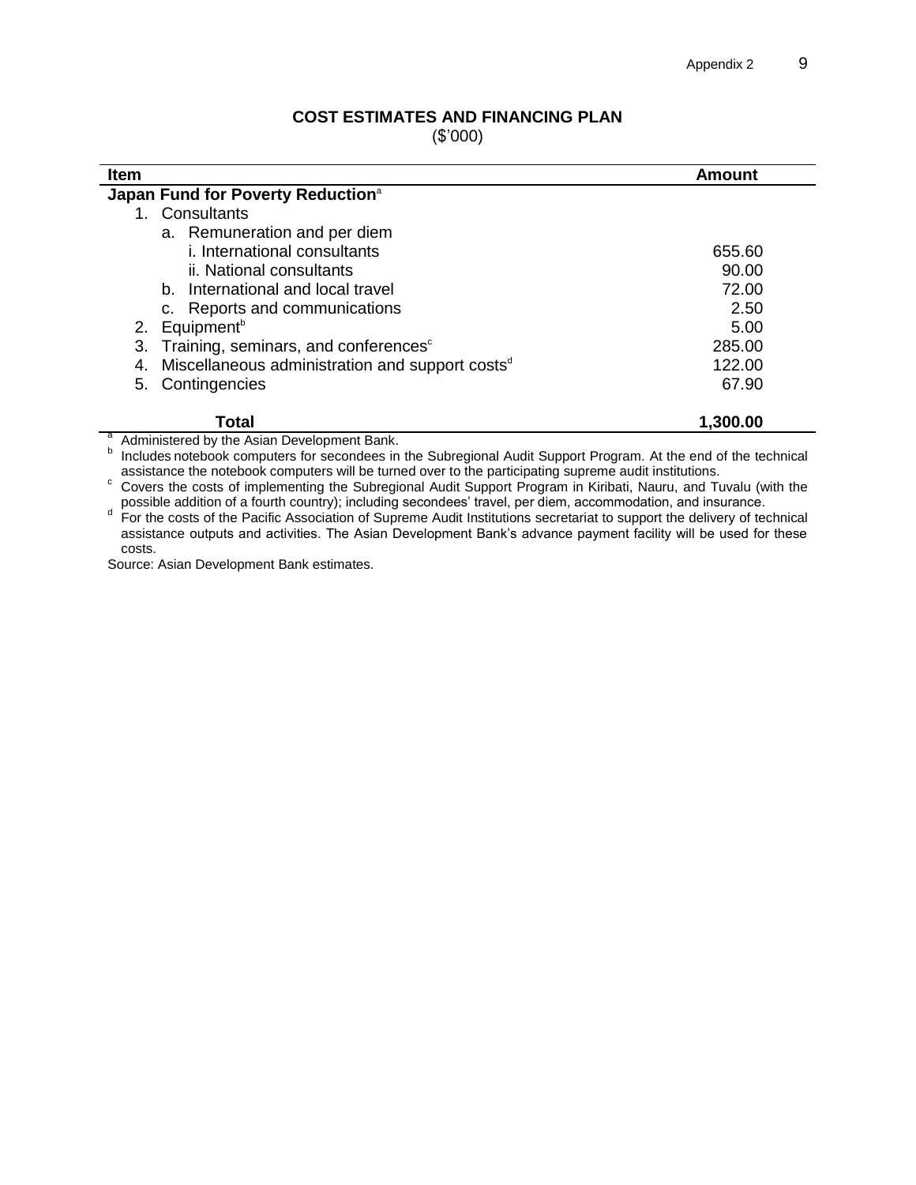## COST ESTIMATES AND FINANCING PLAN

($'000)

| Item | Amount |
|---|---|
| **Japan Fund for Poverty Reduction**[a] | |
| 1. Consultants | |
| a. Remuneration and per diem | |
| i. International consultants | 655.60 |
| ii. National consultants | 90.00 |
| b. International and local travel | 72.00 |
| c. Reports and communications | 2.50 |
| 2. Equipment[b] | 5.00 |
| 3. Training, seminars, and conferences[c] | 285.00 |
| 4. Miscellaneous administration and support costs[d] | 122.00 |
| 5. Contingencies | 67.90 |
| **Total** | **1,300.00** |

[a] Administered by the Asian Development Bank.

[b] Includes notebook computers for secondees in the Subregional Audit Support Program. At the end of the technical assistance the notebook computers will be turned over to the participating supreme audit institutions.

[c] Covers the costs of implementing the Subregional Audit Support Program in Kiribati, Nauru, and Tuvalu (with the possible addition of a fourth country); including secondees' travel, per diem, accommodation, and insurance.

[d] For the costs of the Pacific Association of Supreme Audit Institutions secretariat to support the delivery of technical assistance outputs and activities. The Asian Development Bank's advance payment facility will be used for these costs.

Source: Asian Development Bank estimates.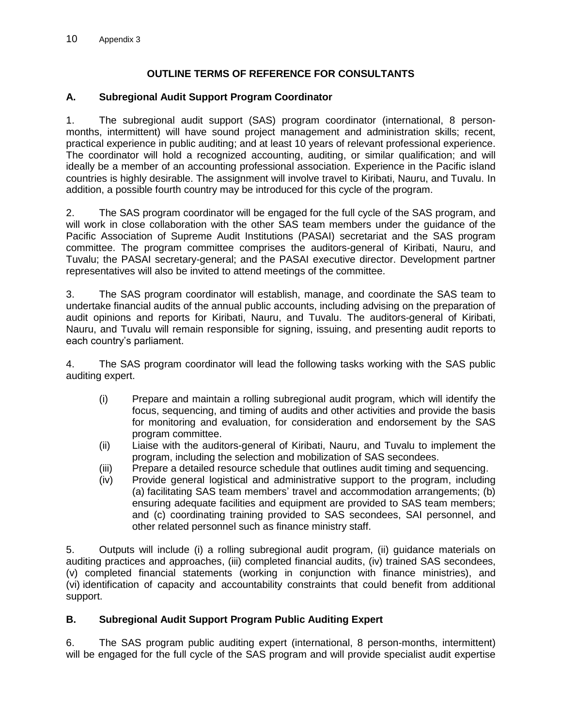## OUTLINE TERMS OF REFERENCE FOR CONSULTANTS

### A. Subregional Audit Support Program Coordinator

1. The subregional audit support (SAS) program coordinator (international, 8 person-months, intermittent) will have sound project management and administration skills; recent, practical experience in public auditing; and at least 10 years of relevant professional experience. The coordinator will hold a recognized accounting, auditing, or similar qualification; and will ideally be a member of an accounting professional association. Experience in the Pacific island countries is highly desirable. The assignment will involve travel to Kiribati, Nauru, and Tuvalu. In addition, a possible fourth country may be introduced for this cycle of the program.

2. The SAS program coordinator will be engaged for the full cycle of the SAS program, and will work in close collaboration with the other SAS team members under the guidance of the Pacific Association of Supreme Audit Institutions (PASAI) secretariat and the SAS program committee. The program committee comprises the auditors-general of Kiribati, Nauru, and Tuvalu; the PASAI secretary-general; and the PASAI executive director. Development partner representatives will also be invited to attend meetings of the committee.

3. The SAS program coordinator will establish, manage, and coordinate the SAS team to undertake financial audits of the annual public accounts, including advising on the preparation of audit opinions and reports for Kiribati, Nauru, and Tuvalu. The auditors-general of Kiribati, Nauru, and Tuvalu will remain responsible for signing, issuing, and presenting audit reports to each country's parliament.

4. The SAS program coordinator will lead the following tasks working with the SAS public auditing expert.

- (i) Prepare and maintain a rolling subregional audit program, which will identify the focus, sequencing, and timing of audits and other activities and provide the basis for monitoring and evaluation, for consideration and endorsement by the SAS program committee.
- (ii) Liaise with the auditors-general of Kiribati, Nauru, and Tuvalu to implement the program, including the selection and mobilization of SAS secondees.
- (iii) Prepare a detailed resource schedule that outlines audit timing and sequencing.
- (iv) Provide general logistical and administrative support to the program, including (a) facilitating SAS team members' travel and accommodation arrangements; (b) ensuring adequate facilities and equipment are provided to SAS team members; and (c) coordinating training provided to SAS secondees, SAI personnel, and other related personnel such as finance ministry staff.

5. Outputs will include (i) a rolling subregional audit program, (ii) guidance materials on auditing practices and approaches, (iii) completed financial audits, (iv) trained SAS secondees, (v) completed financial statements (working in conjunction with finance ministries), and (vi) identification of capacity and accountability constraints that could benefit from additional support.

### B. Subregional Audit Support Program Public Auditing Expert

6. The SAS program public auditing expert (international, 8 person-months, intermittent) will be engaged for the full cycle of the SAS program and will provide specialist audit expertise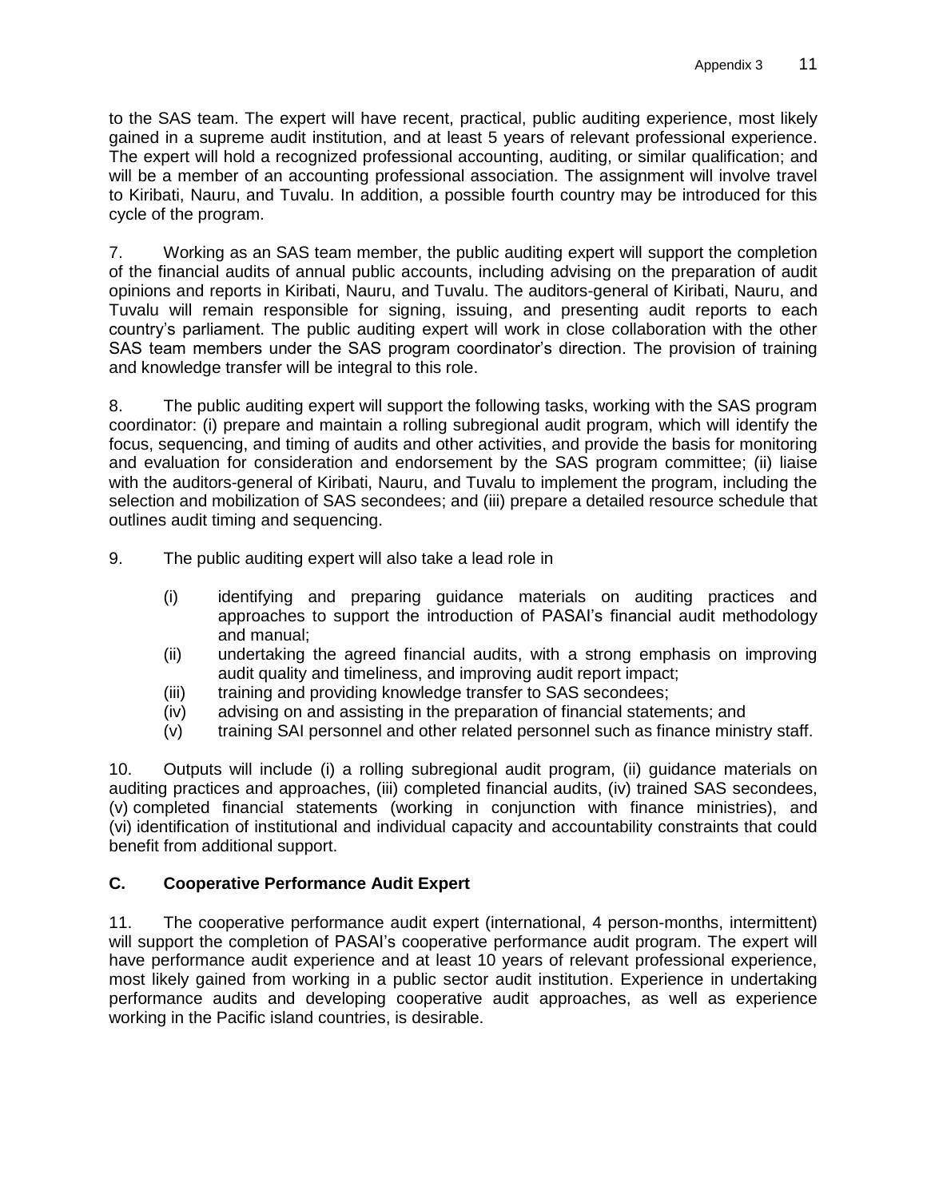to the SAS team. The expert will have recent, practical, public auditing experience, most likely gained in a supreme audit institution, and at least 5 years of relevant professional experience. The expert will hold a recognized professional accounting, auditing, or similar qualification; and will be a member of an accounting professional association. The assignment will involve travel to Kiribati, Nauru, and Tuvalu. In addition, a possible fourth country may be introduced for this cycle of the program.

7. Working as an SAS team member, the public auditing expert will support the completion of the financial audits of annual public accounts, including advising on the preparation of audit opinions and reports in Kiribati, Nauru, and Tuvalu. The auditors-general of Kiribati, Nauru, and Tuvalu will remain responsible for signing, issuing, and presenting audit reports to each country's parliament. The public auditing expert will work in close collaboration with the other SAS team members under the SAS program coordinator's direction. The provision of training and knowledge transfer will be integral to this role.

8. The public auditing expert will support the following tasks, working with the SAS program coordinator: (i) prepare and maintain a rolling subregional audit program, which will identify the focus, sequencing, and timing of audits and other activities, and provide the basis for monitoring and evaluation for consideration and endorsement by the SAS program committee; (ii) liaise with the auditors-general of Kiribati, Nauru, and Tuvalu to implement the program, including the selection and mobilization of SAS secondees; and (iii) prepare a detailed resource schedule that outlines audit timing and sequencing.

9. The public auditing expert will also take a lead role in

- (i) identifying and preparing guidance materials on auditing practices and approaches to support the introduction of PASAI's financial audit methodology and manual;
- (ii) undertaking the agreed financial audits, with a strong emphasis on improving audit quality and timeliness, and improving audit report impact;
- (iii) training and providing knowledge transfer to SAS secondees;
- (iv) advising on and assisting in the preparation of financial statements; and
- (v) training SAI personnel and other related personnel such as finance ministry staff.

10. Outputs will include (i) a rolling subregional audit program, (ii) guidance materials on auditing practices and approaches, (iii) completed financial audits, (iv) trained SAS secondees, (v) completed financial statements (working in conjunction with finance ministries), and (vi) identification of institutional and individual capacity and accountability constraints that could benefit from additional support.

### C. Cooperative Performance Audit Expert

11. The cooperative performance audit expert (international, 4 person-months, intermittent) will support the completion of PASAI's cooperative performance audit program. The expert will have performance audit experience and at least 10 years of relevant professional experience, most likely gained from working in a public sector audit institution. Experience in undertaking performance audits and developing cooperative audit approaches, as well as experience working in the Pacific island countries, is desirable.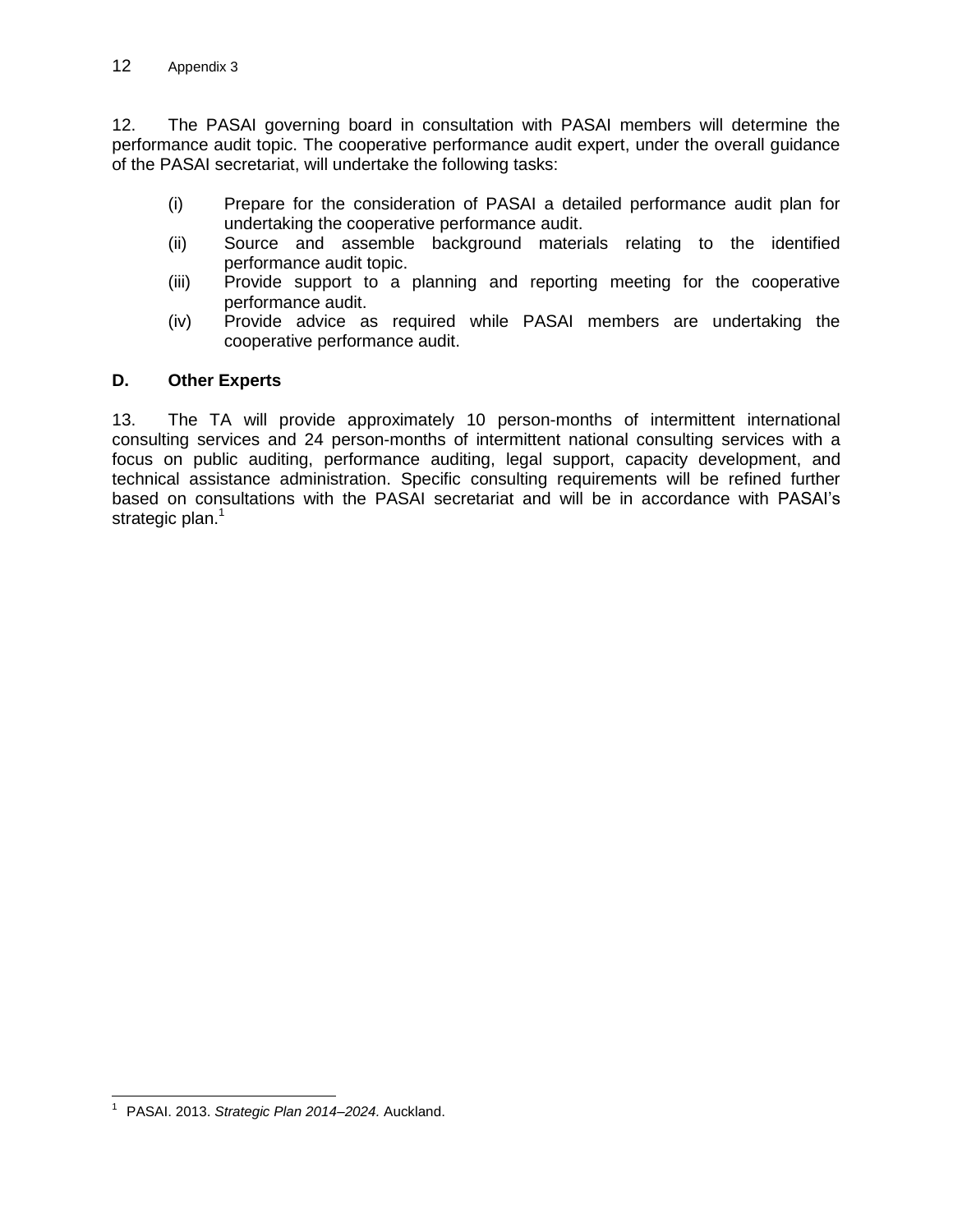12. The PASAI governing board in consultation with PASAI members will determine the performance audit topic. The cooperative performance audit expert, under the overall guidance of the PASAI secretariat, will undertake the following tasks:

(i) Prepare for the consideration of PASAI a detailed performance audit plan for undertaking the cooperative performance audit.
(ii) Source and assemble background materials relating to the identified performance audit topic.
(iii) Provide support to a planning and reporting meeting for the cooperative performance audit.
(iv) Provide advice as required while PASAI members are undertaking the cooperative performance audit.

## D. Other Experts

13. The TA will provide approximately 10 person-months of intermittent international consulting services and 24 person-months of intermittent national consulting services with a focus on public auditing, performance auditing, legal support, capacity development, and technical assistance administration. Specific consulting requirements will be refined further based on consultations with the PASAI secretariat and will be in accordance with PASAI's strategic plan.[1]

[1] PASAI. 2013. *Strategic Plan 2014–2024.* Auckland.